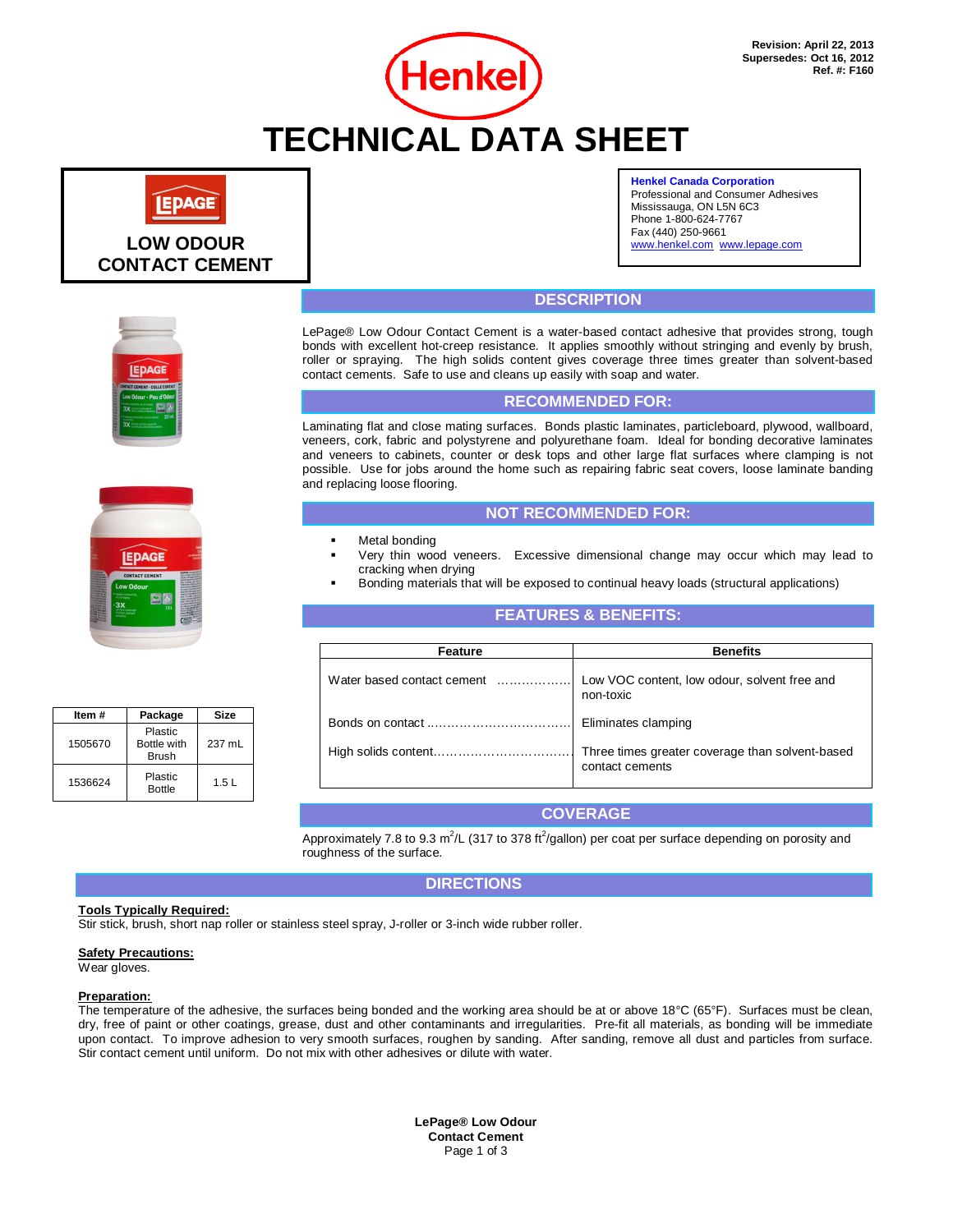Revision: April 22, 2013
Supersedes: Oct 16, 2012
Ref. #: F160

Henkel

# TECHNICAL DATA SHEET

## LOW ODOUR CONTACT CEMENT

**Henkel Canada Corporation**
Professional and Consumer Adhesives
Mississauga, ON L5N 6C3
Phone 1-800-624-7767
Fax (440) 250-9661
www.henkel.com www.lepage.com

| Item # | Package | Size |
|---|---|---|
| 1505670 | Plastic Bottle with Brush | 237 mL |
| 1536624 | Plastic Bottle | 1.5 L |

## DESCRIPTION

LePage® Low Odour Contact Cement is a water-based contact adhesive that provides strong, tough bonds with excellent hot-creep resistance. It applies smoothly without stringing and evenly by brush, roller or spraying. The high solids content gives coverage three times greater than solvent-based contact cements. Safe to use and cleans up easily with soap and water.

## RECOMMENDED FOR:

Laminating flat and close mating surfaces. Bonds plastic laminates, particleboard, plywood, wallboard, veneers, cork, fabric and polystyrene and polyurethane foam. Ideal for bonding decorative laminates and veneers to cabinets, counter or desk tops and other large flat surfaces where clamping is not possible. Use for jobs around the home such as repairing fabric seat covers, loose laminate banding and replacing loose flooring.

## NOT RECOMMENDED FOR:

- Metal bonding
- Very thin wood veneers. Excessive dimensional change may occur which may lead to cracking when drying
- Bonding materials that will be exposed to continual heavy loads (structural applications)

## FEATURES & BENEFITS:

| Feature | Benefits |
|---|---|
| Water based contact cement | Low VOC content, low odour, solvent free and non-toxic |
| Bonds on contact | Eliminates clamping |
| High solids content | Three times greater coverage than solvent-based contact cements |

## COVERAGE

Approximately 7.8 to 9.3 $m^2$/L (317 to 378 $ft^2$/gallon) per coat per surface depending on porosity and roughness of the surface.

## DIRECTIONS

**Tools Typically Required:**
Stir stick, brush, short nap roller or stainless steel spray, J-roller or 3-inch wide rubber roller.

**Safety Precautions:**
Wear gloves.

**Preparation:**
The temperature of the adhesive, the surfaces being bonded and the working area should be at or above 18°C (65°F). Surfaces must be clean, dry, free of paint or other coatings, grease, dust and other contaminants and irregularities. Pre-fit all materials, as bonding will be immediate upon contact. To improve adhesion to very smooth surfaces, roughen by sanding. After sanding, remove all dust and particles from surface. Stir contact cement until uniform. Do not mix with other adhesives or dilute with water.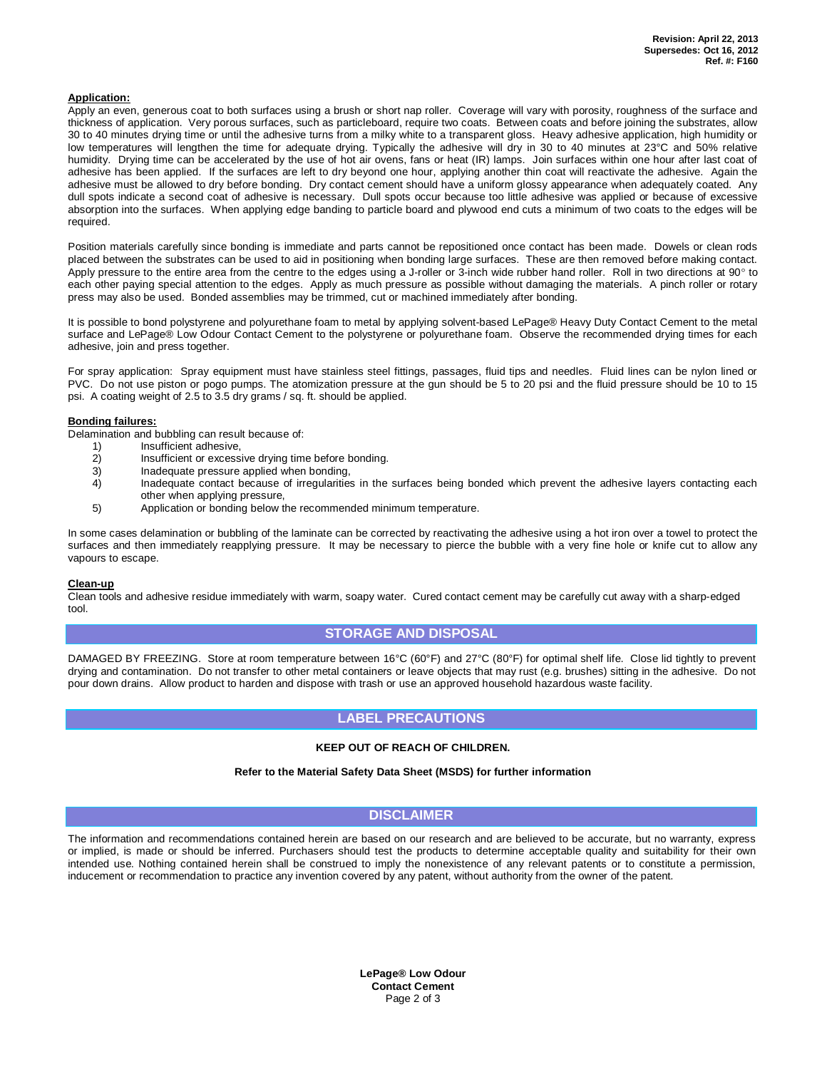Revision: April 22, 2013
Supersedes: Oct 16, 2012
Ref. #: F160

**Application:**

Apply an even, generous coat to both surfaces using a brush or short nap roller. Coverage will vary with porosity, roughness of the surface and thickness of application. Very porous surfaces, such as particleboard, require two coats. Between coats and before joining the substrates, allow 30 to 40 minutes drying time or until the adhesive turns from a milky white to a transparent gloss. Heavy adhesive application, high humidity or low temperatures will lengthen the time for adequate drying. Typically the adhesive will dry in 30 to 40 minutes at 23°C and 50% relative humidity. Drying time can be accelerated by the use of hot air ovens, fans or heat (IR) lamps. Join surfaces within one hour after last coat of adhesive has been applied. If the surfaces are left to dry beyond one hour, applying another thin coat will reactivate the adhesive. Again the adhesive must be allowed to dry before bonding. Dry contact cement should have a uniform glossy appearance when adequately coated. Any dull spots indicate a second coat of adhesive is necessary. Dull spots occur because too little adhesive was applied or because of excessive absorption into the surfaces. When applying edge banding to particle board and plywood end cuts a minimum of two coats to the edges will be required.

Position materials carefully since bonding is immediate and parts cannot be repositioned once contact has been made. Dowels or clean rods placed between the substrates can be used to aid in positioning when bonding large surfaces. These are then removed before making contact. Apply pressure to the entire area from the centre to the edges using a J-roller or 3-inch wide rubber hand roller. Roll in two directions at 90° to each other paying special attention to the edges. Apply as much pressure as possible without damaging the materials. A pinch roller or rotary press may also be used. Bonded assemblies may be trimmed, cut or machined immediately after bonding.

It is possible to bond polystyrene and polyurethane foam to metal by applying solvent-based LePage® Heavy Duty Contact Cement to the metal surface and LePage® Low Odour Contact Cement to the polystyrene or polyurethane foam. Observe the recommended drying times for each adhesive, join and press together.

For spray application: Spray equipment must have stainless steel fittings, passages, fluid tips and needles. Fluid lines can be nylon lined or PVC. Do not use piston or pogo pumps. The atomization pressure at the gun should be 5 to 20 psi and the fluid pressure should be 10 to 15 psi. A coating weight of 2.5 to 3.5 dry grams / sq. ft. should be applied.

**Bonding failures:**

Delamination and bubbling can result because of:

1) Insufficient adhesive,
2) Insufficient or excessive drying time before bonding.
3) Inadequate pressure applied when bonding,
4) Inadequate contact because of irregularities in the surfaces being bonded which prevent the adhesive layers contacting each other when applying pressure,
5) Application or bonding below the recommended minimum temperature.

In some cases delamination or bubbling of the laminate can be corrected by reactivating the adhesive using a hot iron over a towel to protect the surfaces and then immediately reapplying pressure. It may be necessary to pierce the bubble with a very fine hole or knife cut to allow any vapours to escape.

**Clean-up**

Clean tools and adhesive residue immediately with warm, soapy water. Cured contact cement may be carefully cut away with a sharp-edged tool.

## STORAGE AND DISPOSAL

DAMAGED BY FREEZING. Store at room temperature between 16°C (60°F) and 27°C (80°F) for optimal shelf life. Close lid tightly to prevent drying and contamination. Do not transfer to other metal containers or leave objects that may rust (e.g. brushes) sitting in the adhesive. Do not pour down drains. Allow product to harden and dispose with trash or use an approved household hazardous waste facility.

## LABEL PRECAUTIONS

**KEEP OUT OF REACH OF CHILDREN.**

**Refer to the Material Safety Data Sheet (MSDS) for further information**

## DISCLAIMER

The information and recommendations contained herein are based on our research and are believed to be accurate, but no warranty, express or implied, is made or should be inferred. Purchasers should test the products to determine acceptable quality and suitability for their own intended use. Nothing contained herein shall be construed to imply the nonexistence of any relevant patents or to constitute a permission, inducement or recommendation to practice any invention covered by any patent, without authority from the owner of the patent.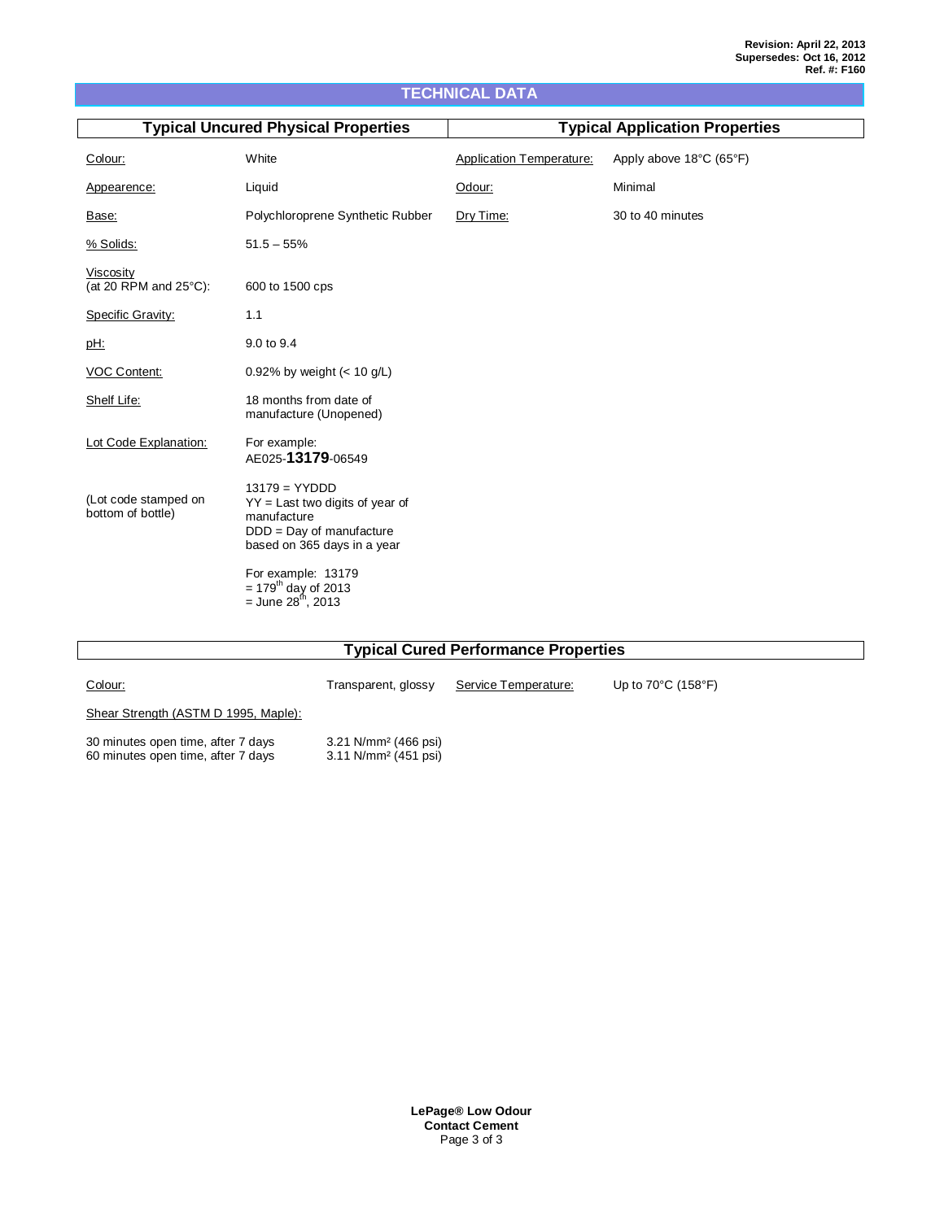Revision: April 22, 2013
Supersedes: Oct 16, 2012
Ref. #: F160

## TECHNICAL DATA

| Typical Uncured Physical Properties | | Typical Application Properties | |
|---|---|---|---|
| Colour: | White | Application Temperature: | Apply above 18°C (65°F) |
| Appearence: | Liquid | Odour: | Minimal |
| Base: | Polychloroprene Synthetic Rubber | Dry Time: | 30 to 40 minutes |
| % Solids: | 51.5 – 55% | | |
| Viscosity (at 20 RPM and 25°C): | 600 to 1500 cps | | |
| Specific Gravity: | 1.1 | | |
| pH: | 9.0 to 9.4 | | |
| VOC Content: | 0.92% by weight (< 10 g/L) | | |
| Shelf Life: | 18 months from date of manufacture (Unopened) | | |
| Lot Code Explanation: | For example: AE025-**13179**-06549 | | |
| (Lot code stamped on bottom of bottle) | 13179 = YYDDD<br>YY = Last two digits of year of manufacture<br>DDD = Day of manufacture based on 365 days in a year<br><br>For example: 13179<br>= 179th day of 2013<br>= June 28th, 2013 | | |

### Typical Cured Performance Properties

| | | | |
|---|---|---|---|
| Colour: | Transparent, glossy | Service Temperature: | Up to 70°C (158°F) |
| Shear Strength (ASTM D 1995, Maple): | | | |
| 30 minutes open time, after 7 days | 3.21 N/mm² (466 psi) | | |
| 60 minutes open time, after 7 days | 3.11 N/mm² (451 psi) | | |

**LePage® Low Odour Contact Cement**